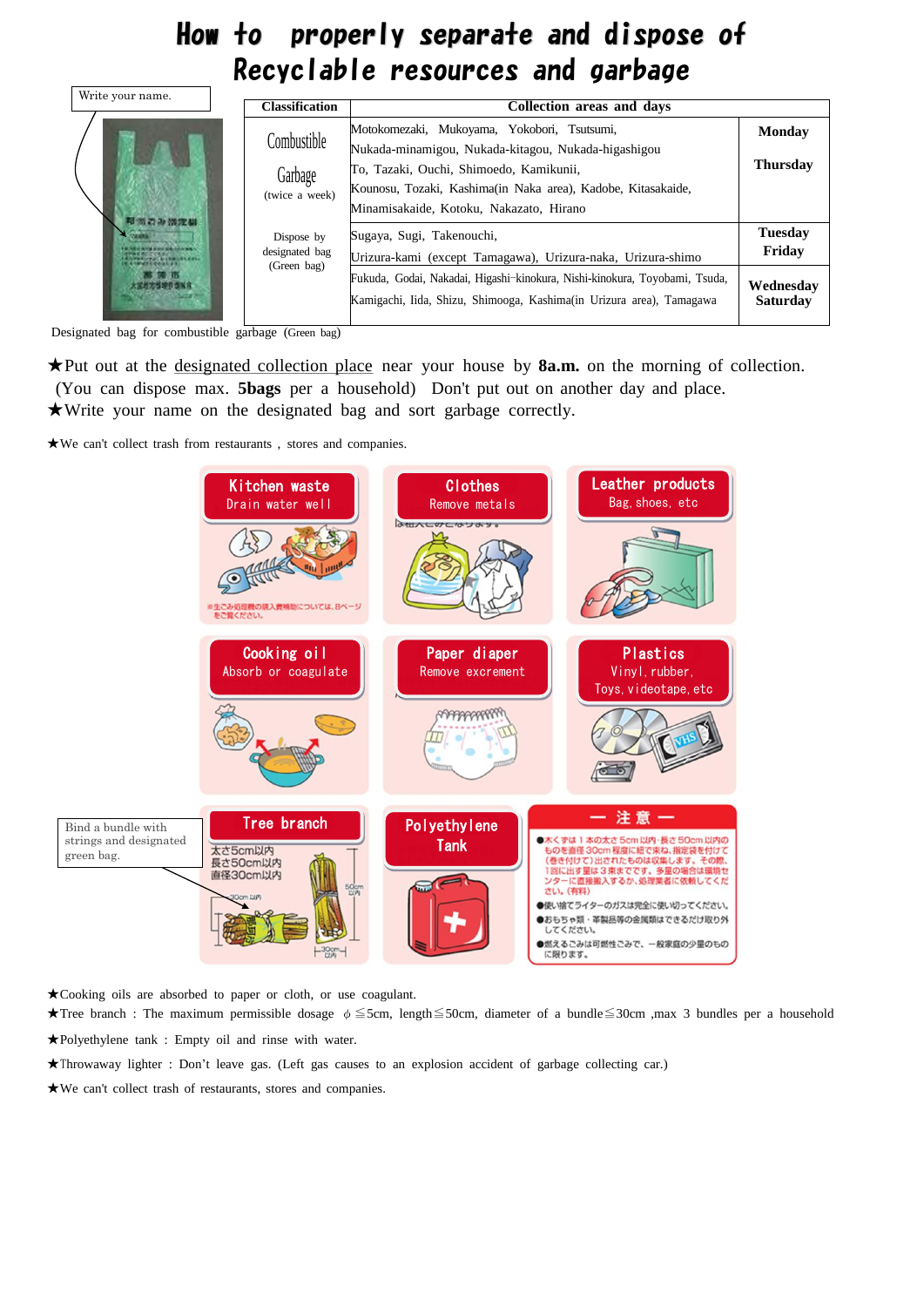# How to properly separate and dispose of Recyclable resources and garbage

Write your name.

| Classification | Collection areas and days | |
|---|---|---|
| Combustible Garbage (twice a week) | Motokomezaki, Mukoyama, Yokobori, Tsutsumi, Nukada-minamigou, Nukada-kitagou, Nukada-higashigou To, Tazaki, Ouchi, Shimoedo, Kamikunii, Kounosu, Tozaki, Kashima(in Naka area), Kadobe, Kitasakaide, Minamisakaide, Kotoku, Nakazato, Hirano | Monday Thursday |
| Dispose by designated bag (Green bag) | Sugaya, Sugi, Takenouchi, Urizura-kami (except Tamagawa), Urizura-naka, Urizura-shimo | Tuesday Friday |
| | Fukuda, Godai, Nakadai, Higashi−kinokura, Nishi-kinokura, Toyobami, Tsuda, Kamigatchi, Iida, Shizu, Shimooga, Kashima(in Urizura area), Tamagawa | Wednesday Saturday |

Designated bag for combustible garbage (Green bag)

★Put out at the designated collection place near your house by **8a.m.** on the morning of collection. (You can dispose max. **5bags** per a household) Don't put out on another day and place.
★Write your name on the designated bag and sort garbage correctly.

★We can't collect trash from restaurants , stores and companies.

**Kitchen waste**
Drain water well

※生ごみ処理機の購入費補助については、8ページをご覧ください。

**Clothes**
Remove metals

**Leather products**
Bag, shoes, etc

**Cooking oil**
Absorb or coagulate

**Paper diaper**
Remove excrement

**Plastics**
Vinyl, rubber, Toys, videotape, etc

**Tree branch**
太さ5cm以内
長さ50cm以内
直径30cm以内

Bind a bundle with strings and designated green bag.

**Polyethylene Tank**

**ー 注 意 ー**

●木くずは１本の太さ5cm以内・長さ50cm以内のものを直径30cm程度に紐で束ね、指定袋を付けて（巻き付けて）出されたものは収集します。その際、1回に出す量は3束までです。多量の場合は環境センターに直接搬入するか、処理業者に依頼してください。（有料）
●使い捨てライターのガスは完全に使い切ってください。
●おもちゃ類・革製品等の金属類はできるだけ取り外してください。
●燃えるごみは可燃性ごみで、一般家庭の少量のものに限ります。

★Cooking oils are absorbed to paper or cloth, or use coagulant.
★Tree branch : The maximum permissible dosage φ≦5cm, length≦50cm, diameter of a bundle≦30cm ,max 3 bundles per a household
★Polyethylene tank : Empty oil and rinse with water.
★Throwaway lighter : Don't leave gas. (Left gas causes to an explosion accident of garbage collecting car.)
★We can't collect trash of restaurants, stores and companies.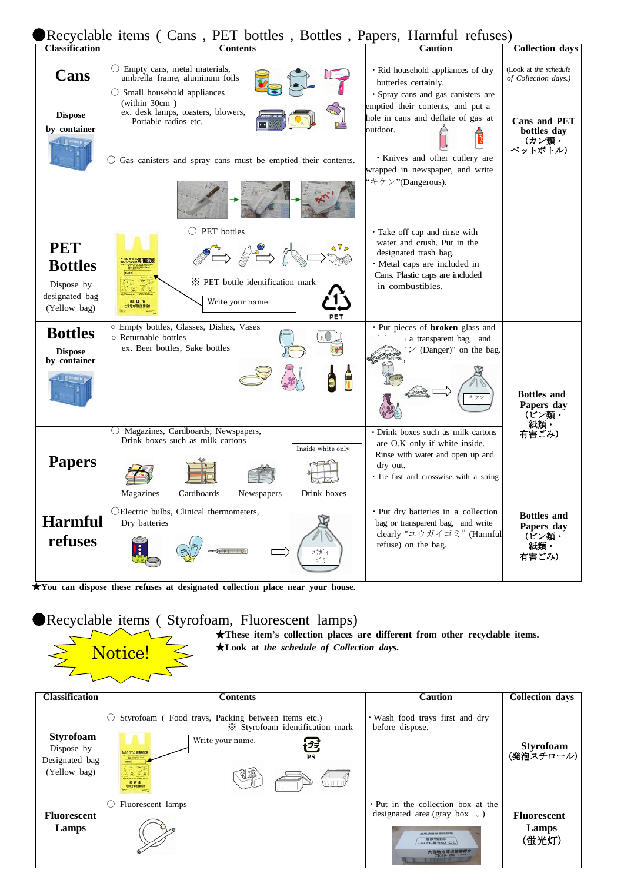## ●Recyclable items ( Cans , PET bottles , Bottles , Papers, Harmful refuses)

| Classification | Contents | Caution | Collection days |
|---|---|---|---|
| **Cans**<br>**Dispose by container** | ○ Empty cans, metal materials, umbrella frame, aluminum foils<br>○ Small household appliances (within 30cm )<br>ex. desk lamps, toasters, blowers, Portable radios etc.<br>○ Gas canisters and spray cans must be emptied their contents. | ・Rid household appliances of dry butteries certainly.<br>・Spray cans and gas canisters are emptied their contents, and put a hole in cans and deflate of gas at outdoor.<br>・Knives and other cutlery are wrapped in newspaper, and write "キケン"(Dangerous). | (Look at *the schedule of Collection days.)*<br>**Cans and PET bottles day**<br>**(カン類・ペットボトル)** |
| **PET Bottles**<br>Dispose by designated bag (Yellow bag) | ○ PET bottles<br>※ PET bottle identification mark<br>Write your name.<br>PET | ・Take off cap and rinse with water and crush. Put in the designated trash bag.<br>・Metal caps are included in Cans. Plastic caps are included in combustibles. | |
| **Bottles**<br>**Dispose by container** | ○ Empty bottles, Glasses, Dishes, Vases<br>○ Returnable bottles<br>ex. Beer bottles, Sake bottles | ・Put pieces of **broken** glass and ... a transparent bag, and ...ン (Danger)" on the bag.<br>キケン | **Bottles and Papers day**<br>**(ビン類・紙類・有害ごみ)** |
| **Papers** | ○ Magazines, Cardboards, Newspapers, Drink boxes such as milk cartons<br>Inside white only<br>Magazines / Cardboards / Newspapers / Drink boxes | ・Drink boxes such as milk cartons are O.K only if white inside. Rinse with water and open up and dry out.<br>・Tie fast and crosswise with a string | |
| **Harmful refuses** | ○Electric bulbs, Clinical thermometers, Dry batteries<br>ユウガイゴミ | ・Put dry batteries in a collection bag or transparent bag, and write clearly "ユウガイゴミ" (Harmful refuse) on the bag. | **Bottles and Papers day**<br>**(ビン類・紙類・有害ごみ)** |

**★You can dispose these refuses at designated collection place near your house.**

## ●Recyclable items ( Styrofoam, Fluorescent lamps)

Notice!

**★These item's collection places are different from other recyclable items.**
**★Look at *the schedule of Collection days.***

| Classification | Contents | Caution | Collection days |
|---|---|---|---|
| **Styrofoam**<br>Dispose by Designated bag (Yellow bag) | ○ Styrofoam ( Food trays, Packing between items etc.)<br>※ Styrofoam identification mark<br>Write your name.<br>PS | ・Wash food trays first and dry before dispose. | **Styrofoam**<br>**(発泡スチロール)** |
| **Fluorescent Lamps** | ○ Fluorescent lamps | ・Put in the collection box at the designated area.(gray box ↓) | **Fluorescent Lamps**<br>**(蛍光灯)** |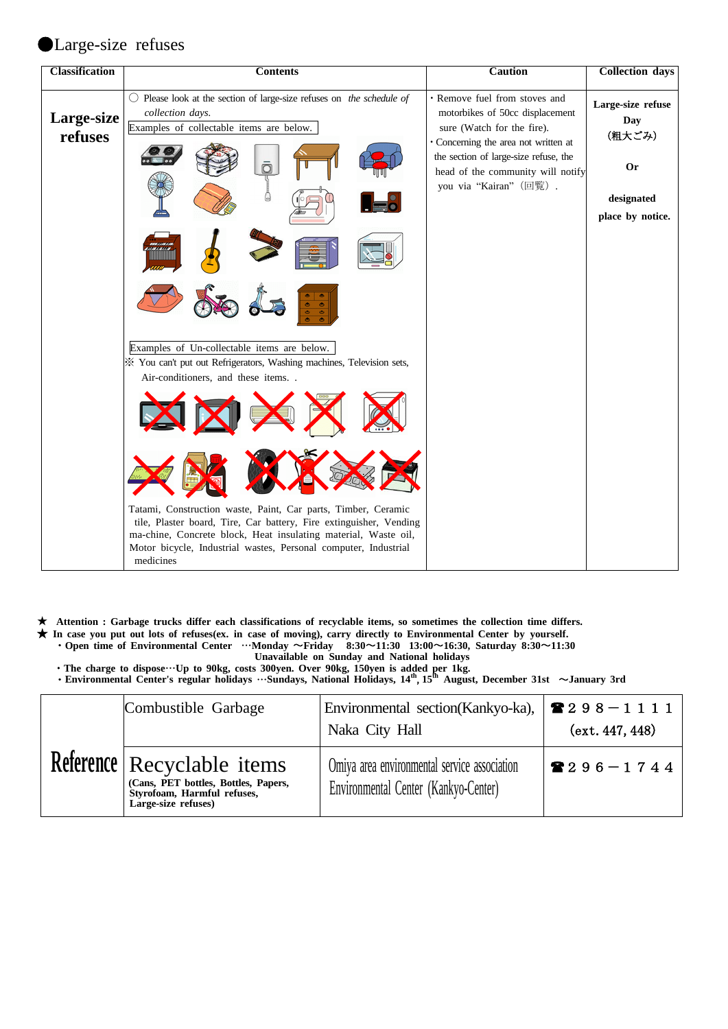## ●Large-size refuses

| Classification | Contents | Caution | Collection days |
|---|---|---|---|
| **Large-size refuses** | ○ Please look at the section of large-size refuses on *the schedule of collection days.*<br>Examples of collectable items are below.<br><br>Examples of Un-collectable items are below.<br>※ You can't put out Refrigerators, Washing machines, Television sets, Air-conditioners, and these items. .<br><br>Tatami, Construction waste, Paint, Car parts, Timber, Ceramic tile, Plaster board, Tire, Car battery, Fire extinguisher, Vending ma-chine, Concrete block, Heat insulating material, Waste oil, Motor bicycle, Industrial wastes, Personal computer, Industrial medicines | ・Remove fuel from stoves and motorbikes of 50cc displacement sure (Watch for the fire).<br>・Concerning the area not written at the section of large-size refuse, the head of the community will notify you via "Kairan" (回覧) . | **Large-size refuse Day**<br>(粗大ごみ)<br><br>**Or**<br><br>**designated place by notice.** |

★ **Attention : Garbage trucks differ each classifications of recyclable items, so sometimes the collection time differs.**

★ **In case you put out lots of refuses(ex. in case of moving), carry directly to Environmental Center by yourself.**

- **Open time of Environmental Center ···Monday ～Friday 8:30～11:30 13:00～16:30, Saturday 8:30～11:30**
  **Unavailable on Sunday and National holidays**
- **The charge to dispose···Up to 90kg, costs 300yen. Over 90kg, 150yen is added per 1kg.**
- **Environmental Center's regular holidays ···Sundays, National Holidays, 14th, 15th August, December 31st ～January 3rd**

| | | | |
|---|---|---|---|
| **Reference** | Combustible Garbage | Environmental section(Kankyo-ka), Naka City Hall | ☎298－1111 (ext. 447, 448) |
| | Recyclable items<br>**(Cans, PET bottles, Bottles, Papers, Styrofoam, Harmful refuses, Large-size refuses)** | Omiya area environmental service association Environmental Center (Kankyo-Center) | ☎296－1744 |